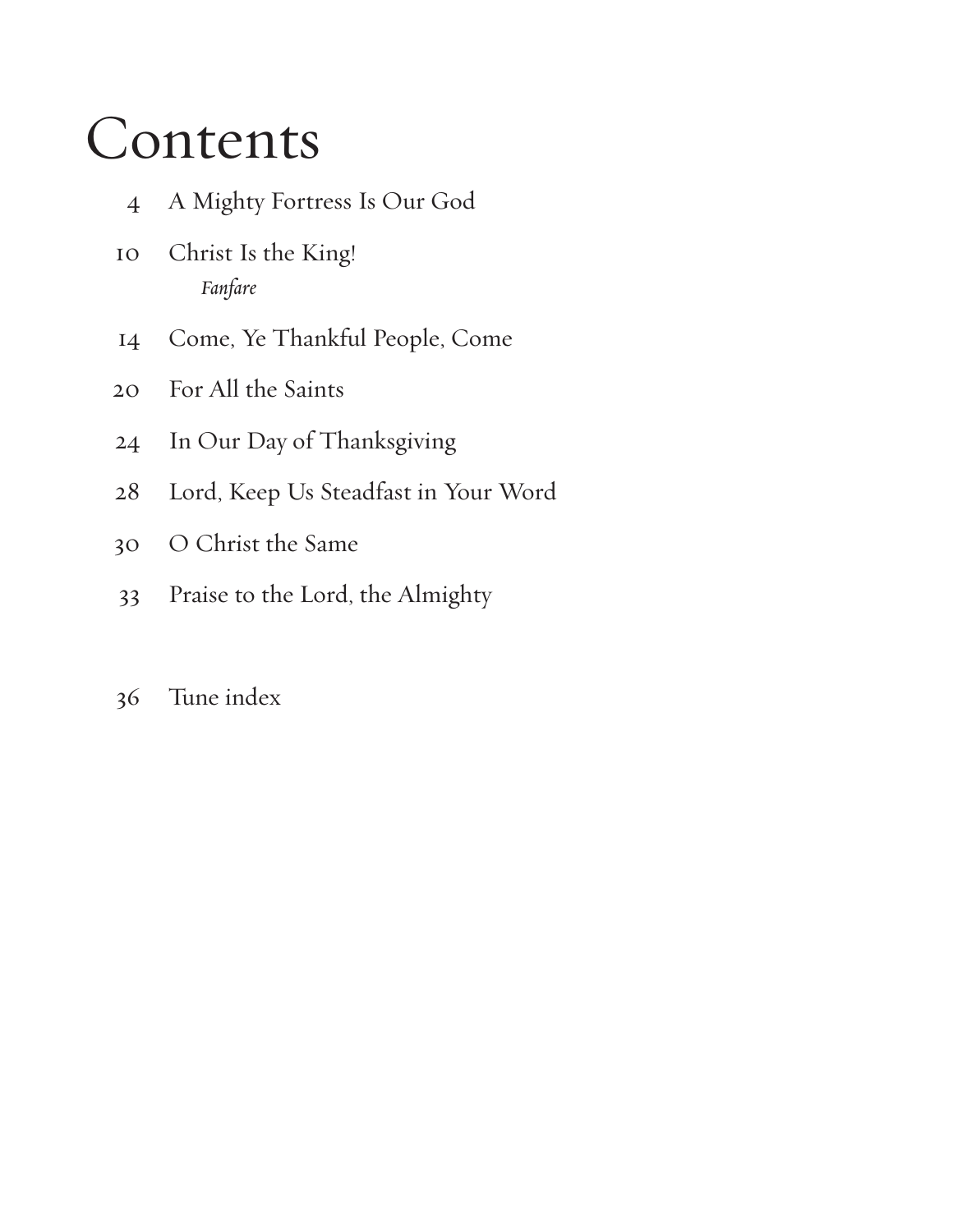# Contents

4 A Mighty Fortress Is Our God

10 Christ Is the King!
*Fanfare*

14 Come, Ye Thankful People, Come

20 For All the Saints

24 In Our Day of Thanksgiving

28 Lord, Keep Us Steadfast in Your Word

30 O Christ the Same

33 Praise to the Lord, the Almighty

36 Tune index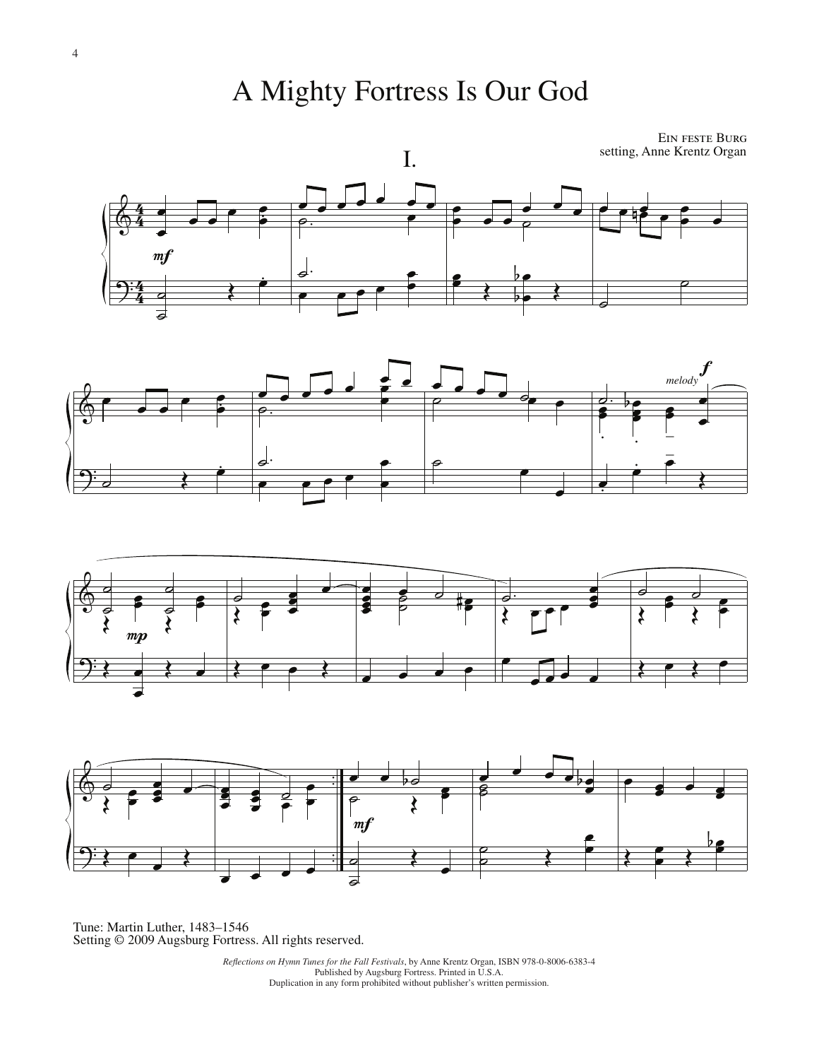# A Mighty Fortress Is Our God

Ein feste Burg
setting, Anne Krentz Organ

## I.

Tune: Martin Luther, 1483–1546
Setting © 2009 Augsburg Fortress. All rights reserved.

*Reflections on Hymn Tunes for the Fall Festivals*, by Anne Krentz Organ, ISBN 978-0-8006-6383-4
Published by Augsburg Fortress. Printed in U.S.A.
Duplication in any form prohibited without publisher's written permission.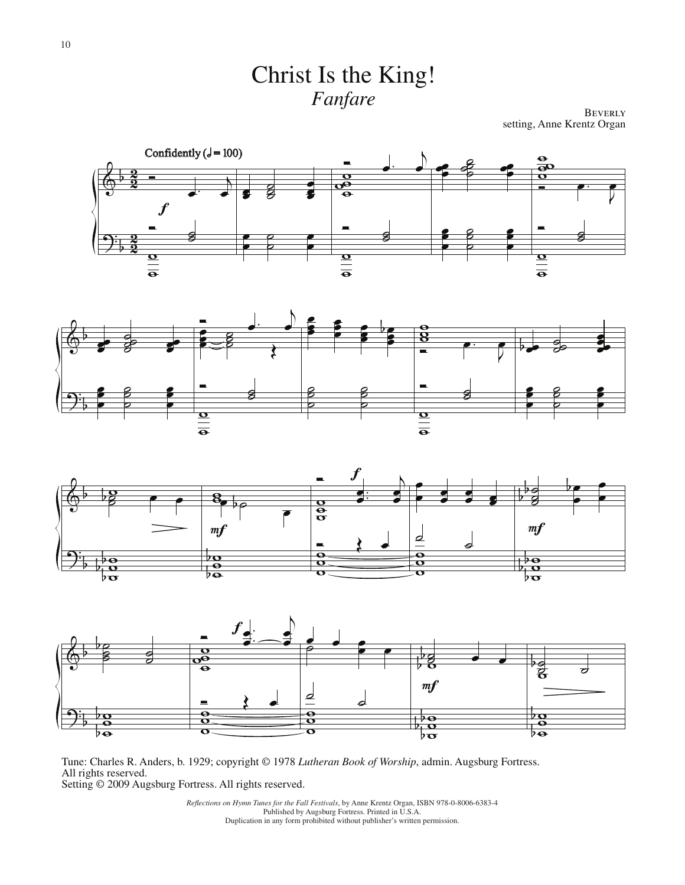# Christ Is the King!

*Fanfare*

Beverly
setting, Anne Krentz Organ

Confidently (♩ = 100)

Tune: Charles R. Anders, b. 1929; copyright © 1978 *Lutheran Book of Worship*, admin. Augsburg Fortress. All rights reserved.
Setting © 2009 Augsburg Fortress. All rights reserved.

*Reflections on Hymn Tunes for the Fall Festivals*, by Anne Krentz Organ, ISBN 978-0-8006-6383-4
Published by Augsburg Fortress. Printed in U.S.A.
Duplication in any form prohibited without publisher's written permission.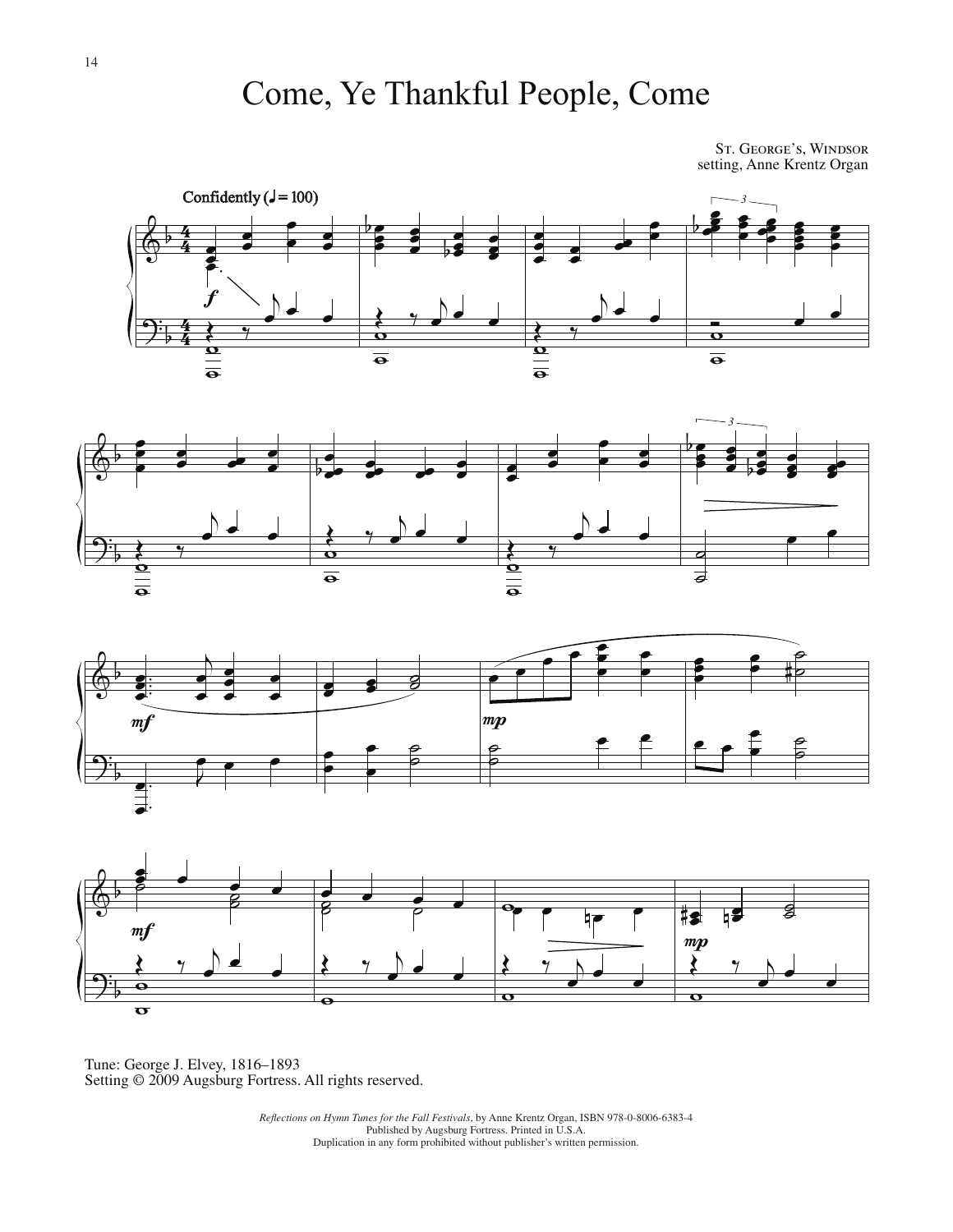# Come, Ye Thankful People, Come

St. George's, Windsor
setting, Anne Krentz Organ

Confidently (♩ = 100)

Tune: George J. Elvey, 1816–1893
Setting © 2009 Augsburg Fortress. All rights reserved.

*Reflections on Hymn Tunes for the Fall Festivals*, by Anne Krentz Organ, ISBN 978-0-8006-6383-4
Published by Augsburg Fortress. Printed in U.S.A.
Duplication in any form prohibited without publisher's written permission.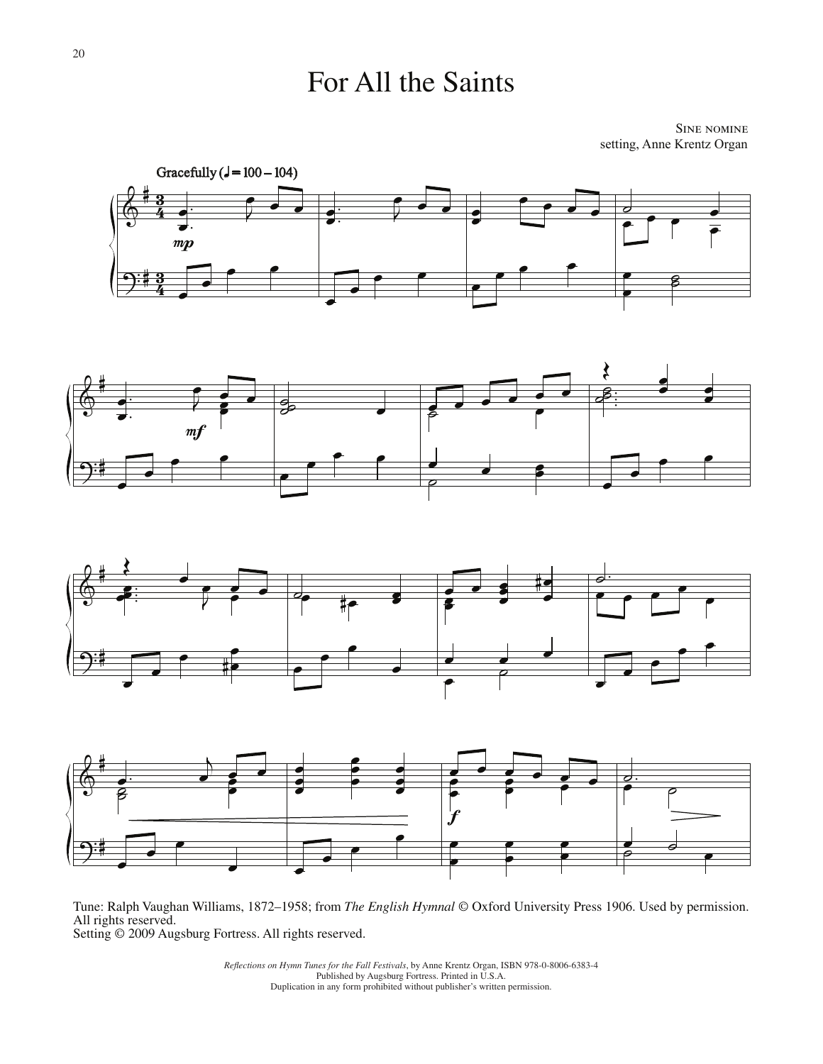# For All the Saints

Sine nomine
setting, Anne Krentz Organ

Gracefully (♩ = 100 – 104)

Tune: Ralph Vaughan Williams, 1872–1958; from *The English Hymnal* © Oxford University Press 1906. Used by permission. All rights reserved.
Setting © 2009 Augsburg Fortress. All rights reserved.

*Reflections on Hymn Tunes for the Fall Festivals*, by Anne Krentz Organ, ISBN 978-0-8006-6383-4
Published by Augsburg Fortress. Printed in U.S.A.
Duplication in any form prohibited without publisher's written permission.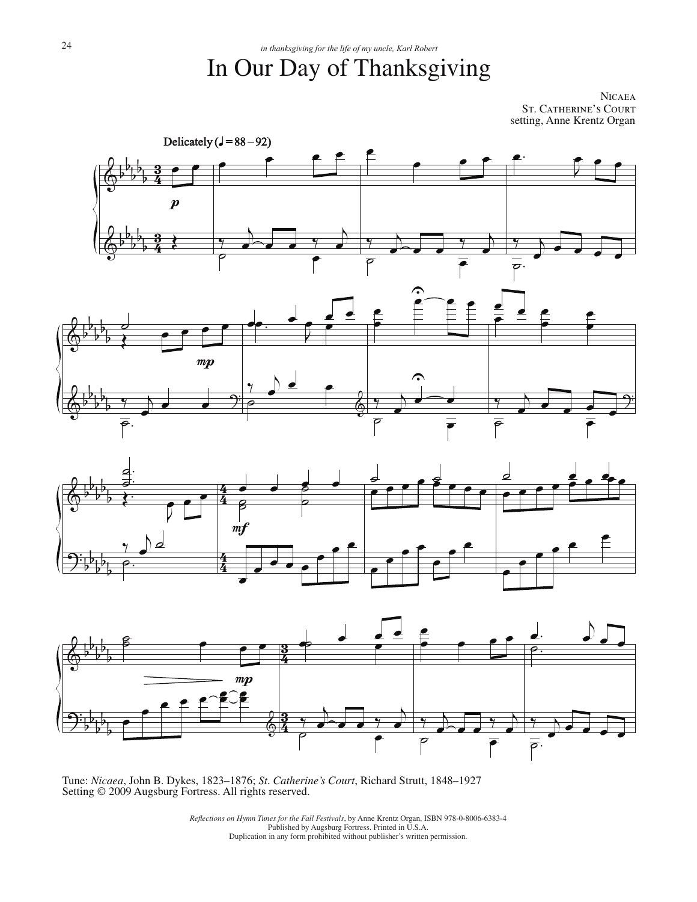*in thanksgiving for the life of my uncle, Karl Robert*

# In Our Day of Thanksgiving

NICAEA
ST. CATHERINE'S COURT
setting, Anne Krentz Organ

Delicately (♩= 88 – 92)

Tune: *Nicaea*, John B. Dykes, 1823–1876; *St. Catherine's Court*, Richard Strutt, 1848–1927
Setting © 2009 Augsburg Fortress. All rights reserved.

*Reflections on Hymn Tunes for the Fall Festivals*, by Anne Krentz Organ, ISBN 978-0-8006-6383-4
Published by Augsburg Fortress. Printed in U.S.A.
Duplication in any form prohibited without publisher's written permission.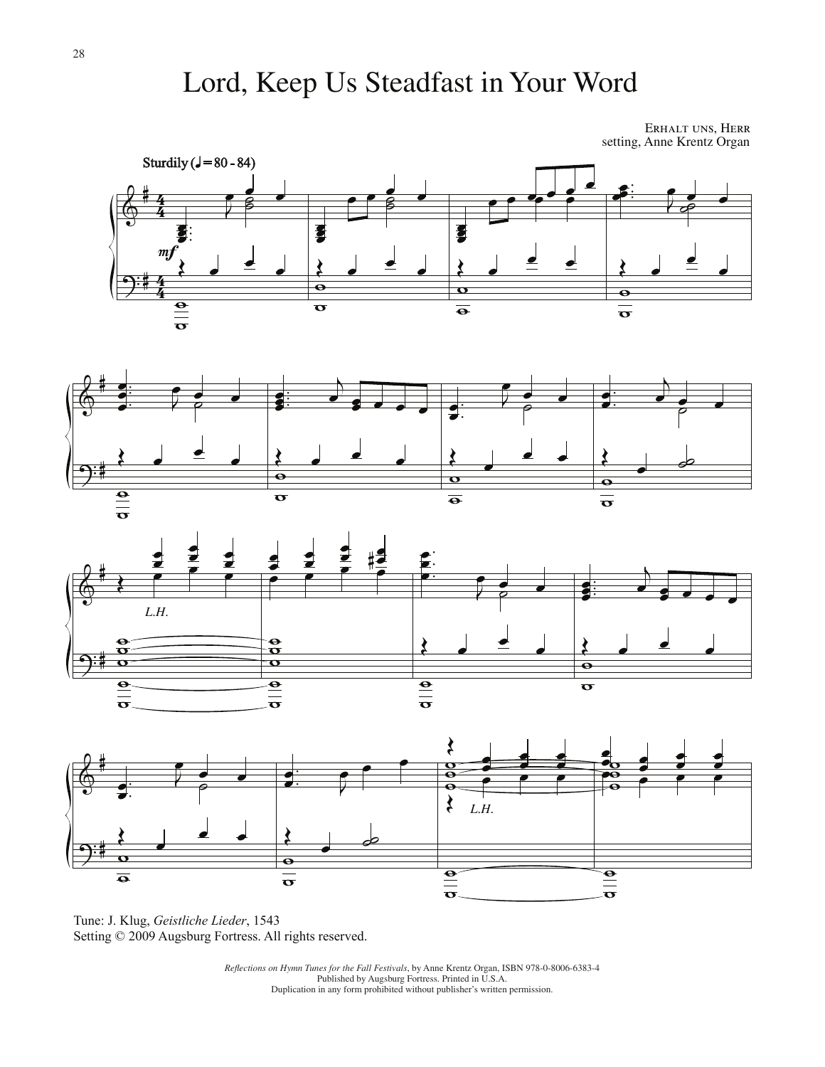# Lord, Keep Us Steadfast in Your Word

ERHALT UNS, HERR
setting, Anne Krentz Organ

Sturdily (♩= 80 - 84)

*mf*

*L.H.*

*L.H.*

Tune: J. Klug, *Geistliche Lieder*, 1543
Setting © 2009 Augsburg Fortress. All rights reserved.

*Reflections on Hymn Tunes for the Fall Festivals*, by Anne Krentz Organ, ISBN 978-0-8006-6383-4
Published by Augsburg Fortress. Printed in U.S.A.
Duplication in any form prohibited without publisher's written permission.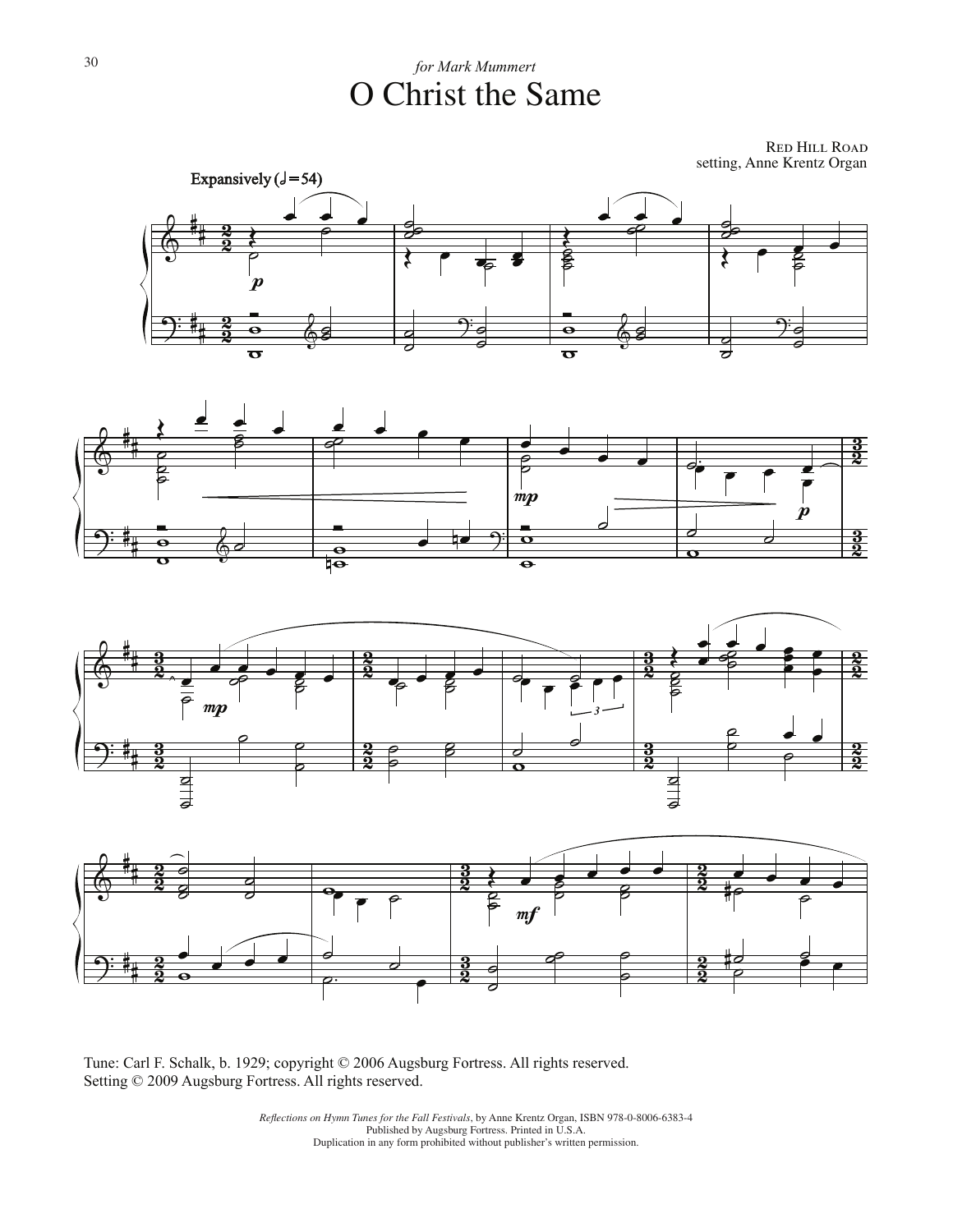*for Mark Mummert*

# O Christ the Same

RED HILL ROAD
setting, Anne Krentz Organ

Expansively (𝅗𝅥 = 54)

Tune: Carl F. Schalk, b. 1929; copyright © 2006 Augsburg Fortress. All rights reserved.
Setting © 2009 Augsburg Fortress. All rights reserved.

*Reflections on Hymn Tunes for the Fall Festivals*, by Anne Krentz Organ, ISBN 978-0-8006-6383-4
Published by Augsburg Fortress. Printed in U.S.A.
Duplication in any form prohibited without publisher's written permission.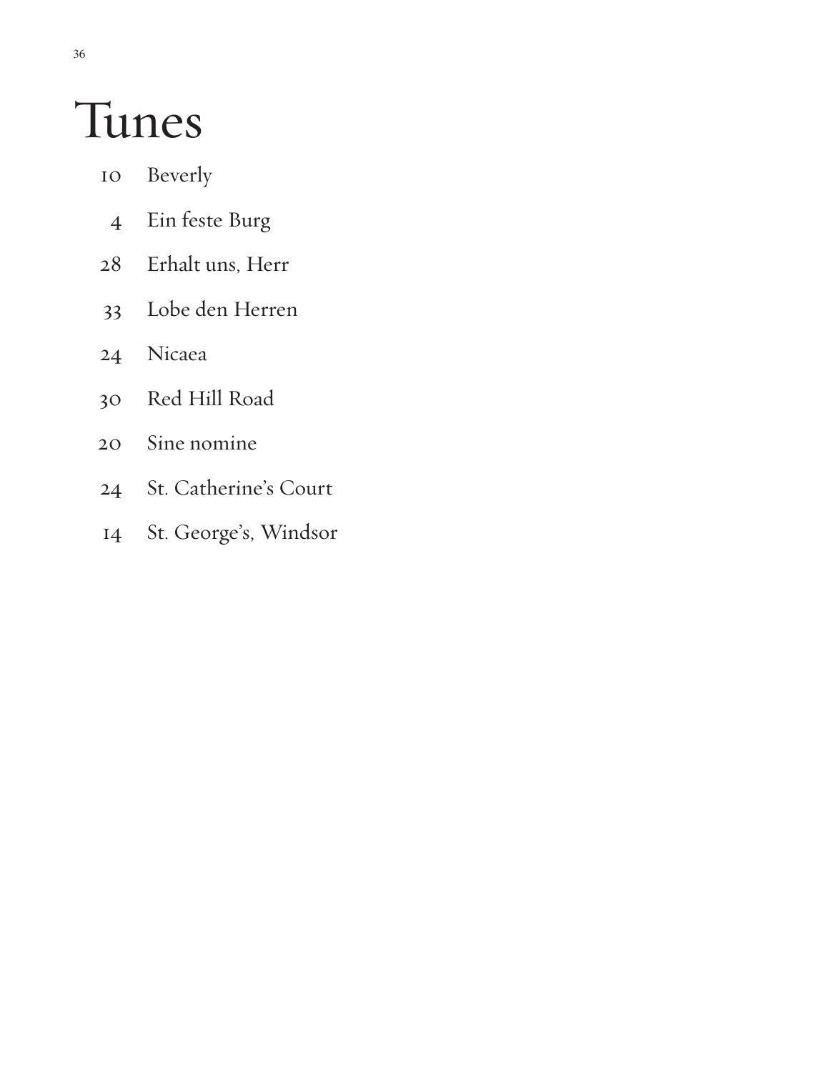# Tunes

10 Beverly

4 Ein feste Burg

28 Erhalt uns, Herr

33 Lobe den Herren

24 Nicaea

30 Red Hill Road

20 Sine nomine

24 St. Catherine's Court

14 St. George's, Windsor